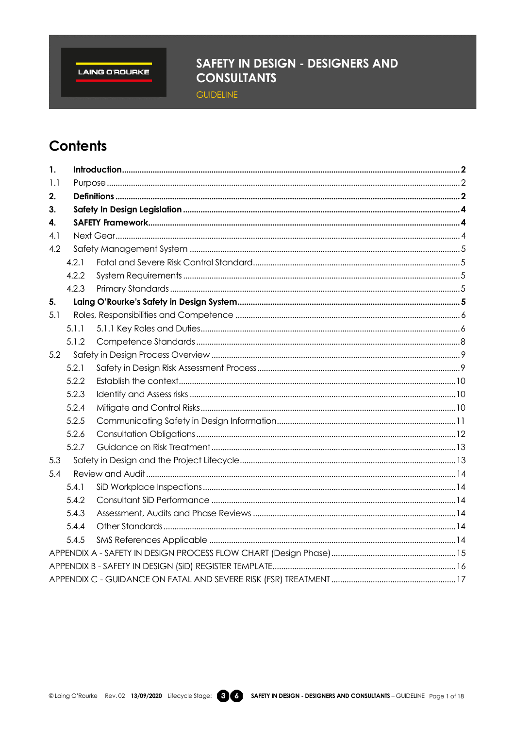# SAFETY IN DESIGN - DESIGNERS AND CONSULTANTS

GUIDELINE

## Contents

| | | |
|---|---|---|
| **1.** | **Introduction** | **2** |
| 1.1 | Purpose | 2 |
| **2.** | **Definitions** | **2** |
| **3.** | **Safety In Design Legislation** | **4** |
| **4.** | **SAFETY Framework** | **4** |
| 4.1 | Next Gear | 4 |
| 4.2 | Safety Management System | 5 |
| 4.2.1 | Fatal and Severe Risk Control Standard | 5 |
| 4.2.2 | System Requirements | 5 |
| 4.2.3 | Primary Standards | 5 |
| **5.** | **Laing O'Rourke's Safety in Design System** | **5** |
| 5.1 | Roles, Responsibilities and Competence | 6 |
| 5.1.1 | 5.1.1 Key Roles and Duties | 6 |
| 5.1.2 | Competence Standards | 8 |
| 5.2 | Safety in Design Process Overview | 9 |
| 5.2.1 | Safety in Design Risk Assessment Process | 9 |
| 5.2.2 | Establish the context | 10 |
| 5.2.3 | Identify and Assess risks | 10 |
| 5.2.4 | Mitigate and Control Risks | 10 |
| 5.2.5 | Communicating Safety in Design Information | 11 |
| 5.2.6 | Consultation Obligations | 12 |
| 5.2.7 | Guidance on Risk Treatment | 13 |
| 5.3 | Safety in Design and the Project Lifecycle | 13 |
| 5.4 | Review and Audit | 14 |
| 5.4.1 | SiD Workplace Inspections | 14 |
| 5.4.2 | Consultant SiD Performance | 14 |
| 5.4.3 | Assessment, Audits and Phase Reviews | 14 |
| 5.4.4 | Other Standards | 14 |
| 5.4.5 | SMS References Applicable | 14 |
| | APPENDIX A - SAFETY IN DESIGN PROCESS FLOW CHART (Design Phase) | 15 |
| | APPENDIX B - SAFETY IN DESIGN (SiD) REGISTER TEMPLATE | 16 |
| | APPENDIX C - GUIDANCE ON FATAL AND SEVERE RISK (FSR) TREATMENT | 17 |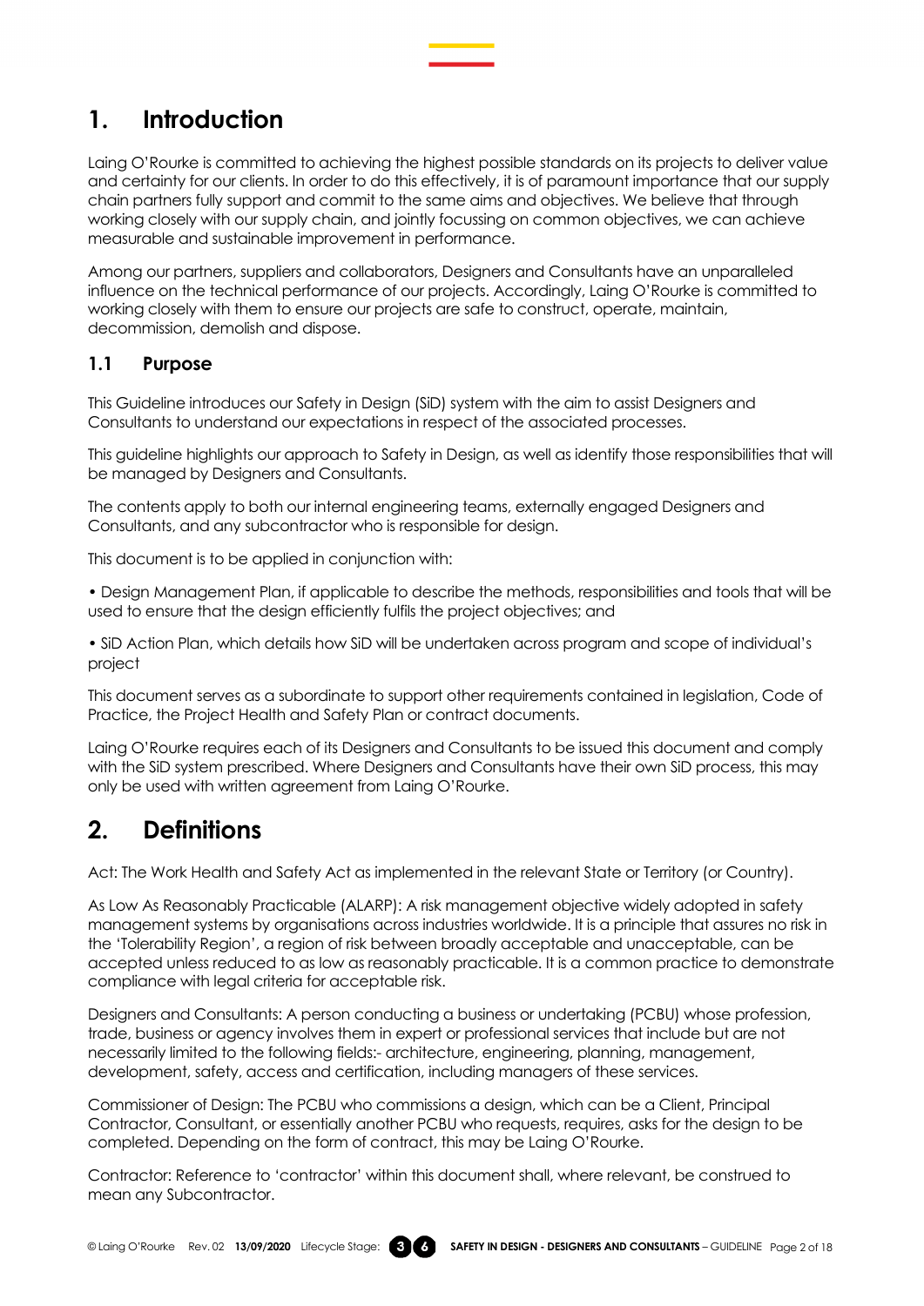# 1. Introduction

Laing O'Rourke is committed to achieving the highest possible standards on its projects to deliver value and certainty for our clients. In order to do this effectively, it is of paramount importance that our supply chain partners fully support and commit to the same aims and objectives. We believe that through working closely with our supply chain, and jointly focussing on common objectives, we can achieve measurable and sustainable improvement in performance.

Among our partners, suppliers and collaborators, Designers and Consultants have an unparalleled influence on the technical performance of our projects. Accordingly, Laing O'Rourke is committed to working closely with them to ensure our projects are safe to construct, operate, maintain, decommission, demolish and dispose.

## 1.1 Purpose

This Guideline introduces our Safety in Design (SiD) system with the aim to assist Designers and Consultants to understand our expectations in respect of the associated processes.

This guideline highlights our approach to Safety in Design, as well as identify those responsibilities that will be managed by Designers and Consultants.

The contents apply to both our internal engineering teams, externally engaged Designers and Consultants, and any subcontractor who is responsible for design.

This document is to be applied in conjunction with:

- Design Management Plan, if applicable to describe the methods, responsibilities and tools that will be used to ensure that the design efficiently fulfils the project objectives; and
- SiD Action Plan, which details how SiD will be undertaken across program and scope of individual's project

This document serves as a subordinate to support other requirements contained in legislation, Code of Practice, the Project Health and Safety Plan or contract documents.

Laing O'Rourke requires each of its Designers and Consultants to be issued this document and comply with the SiD system prescribed. Where Designers and Consultants have their own SiD process, this may only be used with written agreement from Laing O'Rourke.

# 2. Definitions

Act: The Work Health and Safety Act as implemented in the relevant State or Territory (or Country).

As Low As Reasonably Practicable (ALARP): A risk management objective widely adopted in safety management systems by organisations across industries worldwide. It is a principle that assures no risk in the 'Tolerability Region', a region of risk between broadly acceptable and unacceptable, can be accepted unless reduced to as low as reasonably practicable. It is a common practice to demonstrate compliance with legal criteria for acceptable risk.

Designers and Consultants: A person conducting a business or undertaking (PCBU) whose profession, trade, business or agency involves them in expert or professional services that include but are not necessarily limited to the following fields:- architecture, engineering, planning, management, development, safety, access and certification, including managers of these services.

Commissioner of Design: The PCBU who commissions a design, which can be a Client, Principal Contractor, Consultant, or essentially another PCBU who requests, requires, asks for the design to be completed. Depending on the form of contract, this may be Laing O'Rourke.

Contractor: Reference to 'contractor' within this document shall, where relevant, be construed to mean any Subcontractor.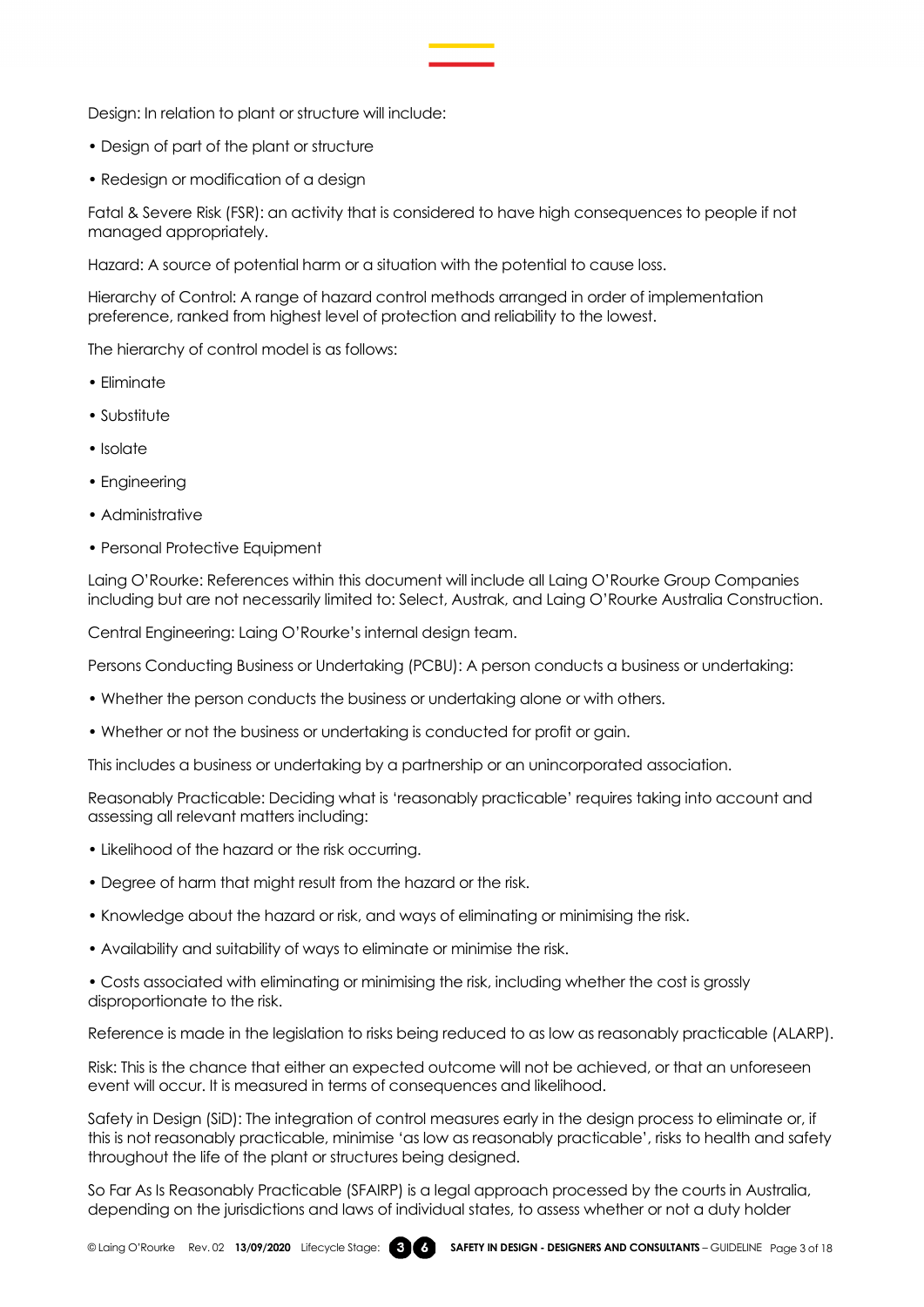Design: In relation to plant or structure will include:

- Design of part of the plant or structure
- Redesign or modification of a design

Fatal & Severe Risk (FSR): an activity that is considered to have high consequences to people if not managed appropriately.

Hazard: A source of potential harm or a situation with the potential to cause loss.

Hierarchy of Control: A range of hazard control methods arranged in order of implementation preference, ranked from highest level of protection and reliability to the lowest.

The hierarchy of control model is as follows:

- Eliminate
- Substitute
- Isolate
- Engineering
- Administrative
- Personal Protective Equipment

Laing O'Rourke: References within this document will include all Laing O'Rourke Group Companies including but are not necessarily limited to: Select, Austrak, and Laing O'Rourke Australia Construction.

Central Engineering: Laing O'Rourke's internal design team.

Persons Conducting Business or Undertaking (PCBU): A person conducts a business or undertaking:

- Whether the person conducts the business or undertaking alone or with others.
- Whether or not the business or undertaking is conducted for profit or gain.

This includes a business or undertaking by a partnership or an unincorporated association.

Reasonably Practicable: Deciding what is 'reasonably practicable' requires taking into account and assessing all relevant matters including:

- Likelihood of the hazard or the risk occurring.
- Degree of harm that might result from the hazard or the risk.
- Knowledge about the hazard or risk, and ways of eliminating or minimising the risk.
- Availability and suitability of ways to eliminate or minimise the risk.
- Costs associated with eliminating or minimising the risk, including whether the cost is grossly disproportionate to the risk.

Reference is made in the legislation to risks being reduced to as low as reasonably practicable (ALARP).

Risk: This is the chance that either an expected outcome will not be achieved, or that an unforeseen event will occur. It is measured in terms of consequences and likelihood.

Safety in Design (SiD): The integration of control measures early in the design process to eliminate or, if this is not reasonably practicable, minimise 'as low as reasonably practicable', risks to health and safety throughout the life of the plant or structures being designed.

So Far As Is Reasonably Practicable (SFAIRP) is a legal approach processed by the courts in Australia, depending on the jurisdictions and laws of individual states, to assess whether or not a duty holder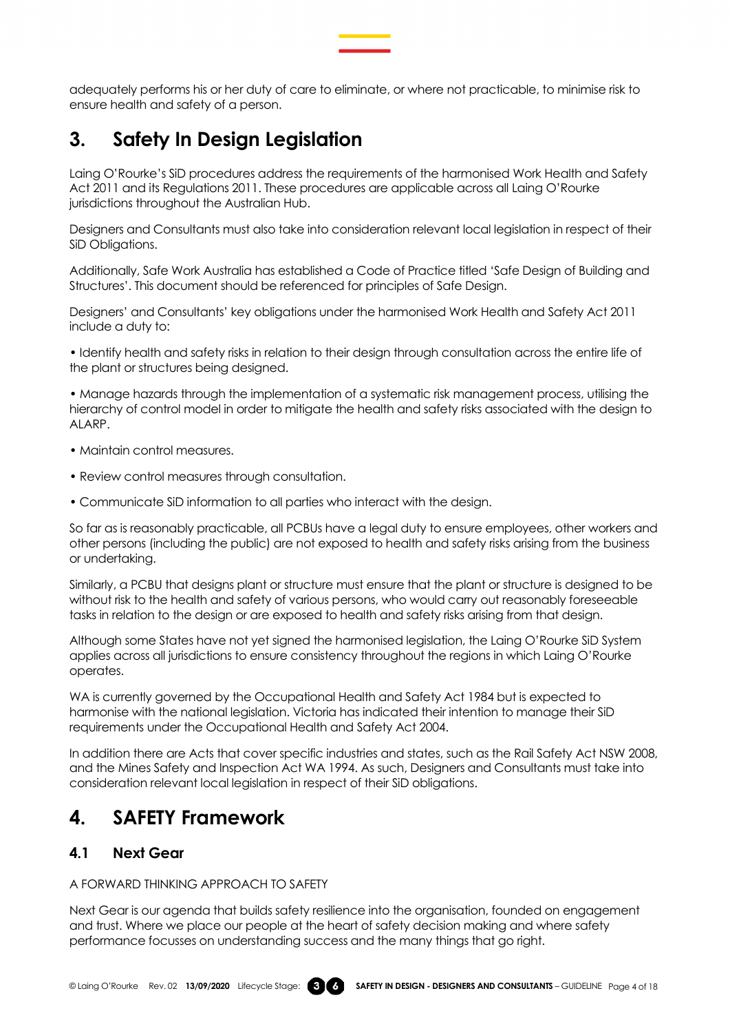adequately performs his or her duty of care to eliminate, or where not practicable, to minimise risk to ensure health and safety of a person.

# 3. Safety In Design Legislation

Laing O'Rourke's SiD procedures address the requirements of the harmonised Work Health and Safety Act 2011 and its Regulations 2011. These procedures are applicable across all Laing O'Rourke jurisdictions throughout the Australian Hub.

Designers and Consultants must also take into consideration relevant local legislation in respect of their SiD Obligations.

Additionally, Safe Work Australia has established a Code of Practice titled 'Safe Design of Building and Structures'. This document should be referenced for principles of Safe Design.

Designers' and Consultants' key obligations under the harmonised Work Health and Safety Act 2011 include a duty to:

- Identify health and safety risks in relation to their design through consultation across the entire life of the plant or structures being designed.
- Manage hazards through the implementation of a systematic risk management process, utilising the hierarchy of control model in order to mitigate the health and safety risks associated with the design to ALARP.
- Maintain control measures.
- Review control measures through consultation.
- Communicate SiD information to all parties who interact with the design.

So far as is reasonably practicable, all PCBUs have a legal duty to ensure employees, other workers and other persons (including the public) are not exposed to health and safety risks arising from the business or undertaking.

Similarly, a PCBU that designs plant or structure must ensure that the plant or structure is designed to be without risk to the health and safety of various persons, who would carry out reasonably foreseeable tasks in relation to the design or are exposed to health and safety risks arising from that design.

Although some States have not yet signed the harmonised legislation, the Laing O'Rourke SiD System applies across all jurisdictions to ensure consistency throughout the regions in which Laing O'Rourke operates.

WA is currently governed by the Occupational Health and Safety Act 1984 but is expected to harmonise with the national legislation. Victoria has indicated their intention to manage their SiD requirements under the Occupational Health and Safety Act 2004.

In addition there are Acts that cover specific industries and states, such as the Rail Safety Act NSW 2008, and the Mines Safety and Inspection Act WA 1994. As such, Designers and Consultants must take into consideration relevant local legislation in respect of their SiD obligations.

# 4. SAFETY Framework

## 4.1 Next Gear

A FORWARD THINKING APPROACH TO SAFETY

Next Gear is our agenda that builds safety resilience into the organisation, founded on engagement and trust. Where we place our people at the heart of safety decision making and where safety performance focusses on understanding success and the many things that go right.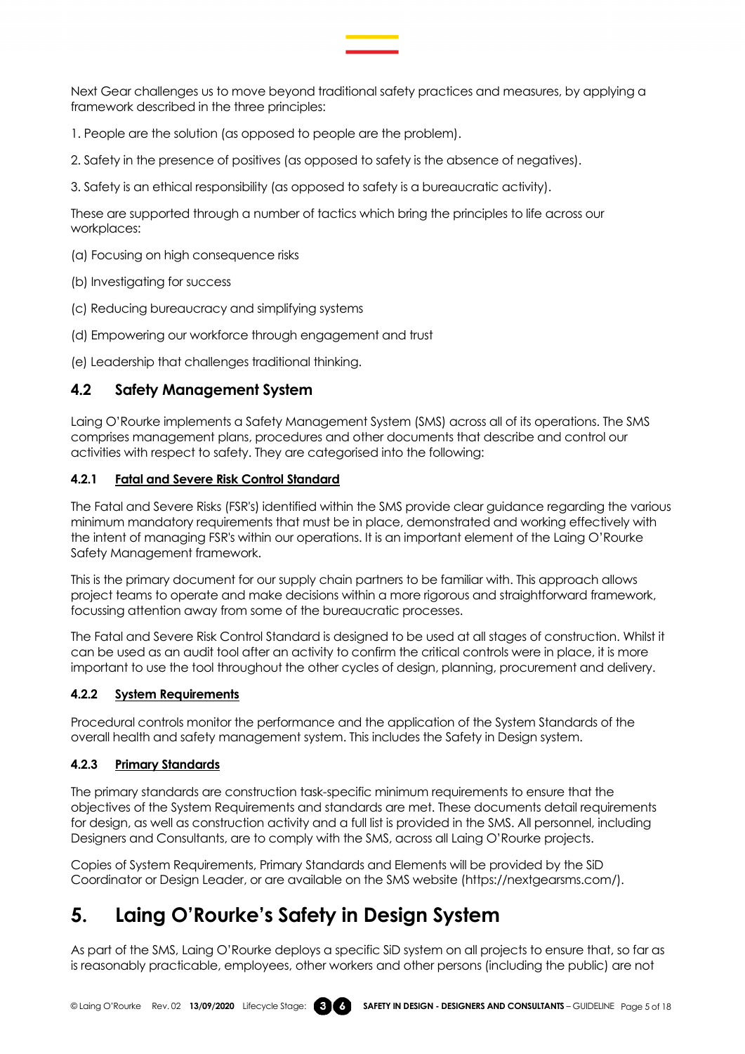Next Gear challenges us to move beyond traditional safety practices and measures, by applying a framework described in the three principles:

1. People are the solution (as opposed to people are the problem).

2. Safety in the presence of positives (as opposed to safety is the absence of negatives).

3. Safety is an ethical responsibility (as opposed to safety is a bureaucratic activity).

These are supported through a number of tactics which bring the principles to life across our workplaces:

(a) Focusing on high consequence risks

(b) Investigating for success

(c) Reducing bureaucracy and simplifying systems

(d) Empowering our workforce through engagement and trust

(e) Leadership that challenges traditional thinking.

## 4.2 Safety Management System

Laing O'Rourke implements a Safety Management System (SMS) across all of its operations. The SMS comprises management plans, procedures and other documents that describe and control our activities with respect to safety. They are categorised into the following:

### 4.2.1 Fatal and Severe Risk Control Standard

The Fatal and Severe Risks (FSR's) identified within the SMS provide clear guidance regarding the various minimum mandatory requirements that must be in place, demonstrated and working effectively with the intent of managing FSR's within our operations. It is an important element of the Laing O'Rourke Safety Management framework.

This is the primary document for our supply chain partners to be familiar with. This approach allows project teams to operate and make decisions within a more rigorous and straightforward framework, focussing attention away from some of the bureaucratic processes.

The Fatal and Severe Risk Control Standard is designed to be used at all stages of construction. Whilst it can be used as an audit tool after an activity to confirm the critical controls were in place, it is more important to use the tool throughout the other cycles of design, planning, procurement and delivery.

### 4.2.2 System Requirements

Procedural controls monitor the performance and the application of the System Standards of the overall health and safety management system. This includes the Safety in Design system.

### 4.2.3 Primary Standards

The primary standards are construction task-specific minimum requirements to ensure that the objectives of the System Requirements and standards are met. These documents detail requirements for design, as well as construction activity and a full list is provided in the SMS. All personnel, including Designers and Consultants, are to comply with the SMS, across all Laing O'Rourke projects.

Copies of System Requirements, Primary Standards and Elements will be provided by the SiD Coordinator or Design Leader, or are available on the SMS website (https://nextgearsms.com/).

# 5. Laing O'Rourke's Safety in Design System

As part of the SMS, Laing O'Rourke deploys a specific SiD system on all projects to ensure that, so far as is reasonably practicable, employees, other workers and other persons (including the public) are not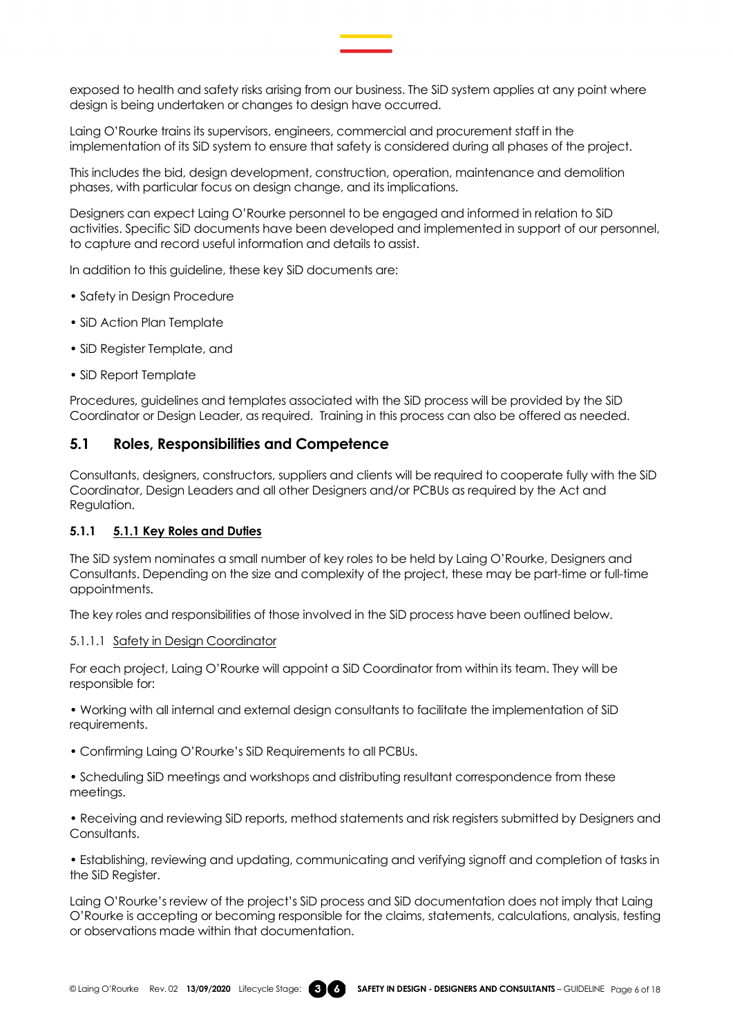exposed to health and safety risks arising from our business. The SiD system applies at any point where design is being undertaken or changes to design have occurred.

Laing O'Rourke trains its supervisors, engineers, commercial and procurement staff in the implementation of its SiD system to ensure that safety is considered during all phases of the project.

This includes the bid, design development, construction, operation, maintenance and demolition phases, with particular focus on design change, and its implications.

Designers can expect Laing O'Rourke personnel to be engaged and informed in relation to SiD activities. Specific SiD documents have been developed and implemented in support of our personnel, to capture and record useful information and details to assist.

In addition to this guideline, these key SiD documents are:

- Safety in Design Procedure
- SiD Action Plan Template
- SiD Register Template, and
- SiD Report Template

Procedures, guidelines and templates associated with the SiD process will be provided by the SiD Coordinator or Design Leader, as required. Training in this process can also be offered as needed.

## 5.1 Roles, Responsibilities and Competence

Consultants, designers, constructors, suppliers and clients will be required to cooperate fully with the SiD Coordinator, Design Leaders and all other Designers and/or PCBUs as required by the Act and Regulation.

### 5.1.1 5.1.1 Key Roles and Duties

The SiD system nominates a small number of key roles to be held by Laing O'Rourke, Designers and Consultants. Depending on the size and complexity of the project, these may be part-time or full-time appointments.

The key roles and responsibilities of those involved in the SiD process have been outlined below.

#### 5.1.1.1 Safety in Design Coordinator

For each project, Laing O'Rourke will appoint a SiD Coordinator from within its team. They will be responsible for:

- Working with all internal and external design consultants to facilitate the implementation of SiD requirements.
- Confirming Laing O'Rourke's SiD Requirements to all PCBUs.
- Scheduling SiD meetings and workshops and distributing resultant correspondence from these meetings.
- Receiving and reviewing SiD reports, method statements and risk registers submitted by Designers and Consultants.
- Establishing, reviewing and updating, communicating and verifying signoff and completion of tasks in the SiD Register.

Laing O'Rourke's review of the project's SiD process and SiD documentation does not imply that Laing O'Rourke is accepting or becoming responsible for the claims, statements, calculations, analysis, testing or observations made within that documentation.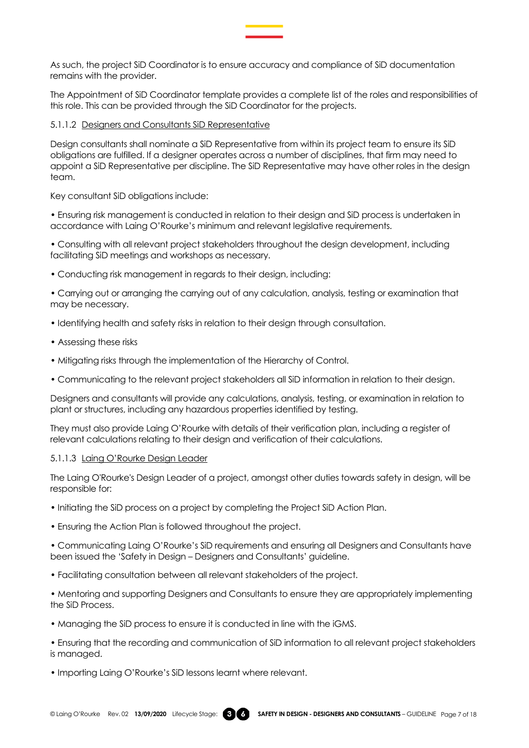As such, the project SiD Coordinator is to ensure accuracy and compliance of SiD documentation remains with the provider.

The Appointment of SiD Coordinator template provides a complete list of the roles and responsibilities of this role. This can be provided through the SiD Coordinator for the projects.

#### 5.1.1.2 Designers and Consultants SiD Representative

Design consultants shall nominate a SiD Representative from within its project team to ensure its SiD obligations are fulfilled. If a designer operates across a number of disciplines, that firm may need to appoint a SiD Representative per discipline. The SiD Representative may have other roles in the design team.

Key consultant SiD obligations include:

- Ensuring risk management is conducted in relation to their design and SiD process is undertaken in accordance with Laing O'Rourke's minimum and relevant legislative requirements.
- Consulting with all relevant project stakeholders throughout the design development, including facilitating SiD meetings and workshops as necessary.
- Conducting risk management in regards to their design, including:
- Carrying out or arranging the carrying out of any calculation, analysis, testing or examination that may be necessary.
- Identifying health and safety risks in relation to their design through consultation.
- Assessing these risks
- Mitigating risks through the implementation of the Hierarchy of Control.
- Communicating to the relevant project stakeholders all SiD information in relation to their design.

Designers and consultants will provide any calculations, analysis, testing, or examination in relation to plant or structures, including any hazardous properties identified by testing.

They must also provide Laing O'Rourke with details of their verification plan, including a register of relevant calculations relating to their design and verification of their calculations.

#### 5.1.1.3 Laing O'Rourke Design Leader

The Laing O'Rourke's Design Leader of a project, amongst other duties towards safety in design, will be responsible for:

- Initiating the SiD process on a project by completing the Project SiD Action Plan.
- Ensuring the Action Plan is followed throughout the project.
- Communicating Laing O'Rourke's SiD requirements and ensuring all Designers and Consultants have been issued the 'Safety in Design – Designers and Consultants' guideline.
- Facilitating consultation between all relevant stakeholders of the project.
- Mentoring and supporting Designers and Consultants to ensure they are appropriately implementing the SiD Process.
- Managing the SiD process to ensure it is conducted in line with the iGMS.
- Ensuring that the recording and communication of SiD information to all relevant project stakeholders is managed.
- Importing Laing O'Rourke's SiD lessons learnt where relevant.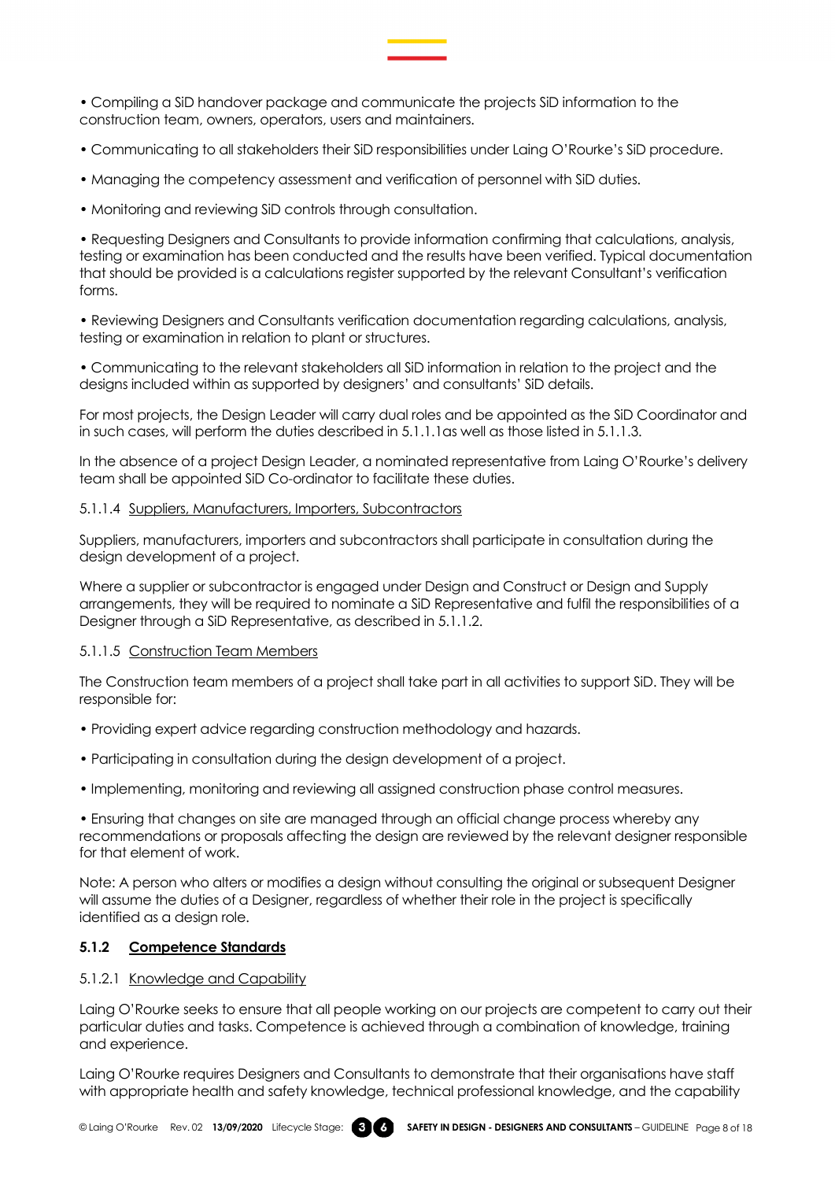• Compiling a SiD handover package and communicate the projects SiD information to the construction team, owners, operators, users and maintainers.

• Communicating to all stakeholders their SiD responsibilities under Laing O'Rourke's SiD procedure.

• Managing the competency assessment and verification of personnel with SiD duties.

• Monitoring and reviewing SiD controls through consultation.

• Requesting Designers and Consultants to provide information confirming that calculations, analysis, testing or examination has been conducted and the results have been verified. Typical documentation that should be provided is a calculations register supported by the relevant Consultant's verification forms.

• Reviewing Designers and Consultants verification documentation regarding calculations, analysis, testing or examination in relation to plant or structures.

• Communicating to the relevant stakeholders all SiD information in relation to the project and the designs included within as supported by designers' and consultants' SiD details.

For most projects, the Design Leader will carry dual roles and be appointed as the SiD Coordinator and in such cases, will perform the duties described in 5.1.1.1as well as those listed in 5.1.1.3.

In the absence of a project Design Leader, a nominated representative from Laing O'Rourke's delivery team shall be appointed SiD Co-ordinator to facilitate these duties.

#### 5.1.1.4 Suppliers, Manufacturers, Importers, Subcontractors

Suppliers, manufacturers, importers and subcontractors shall participate in consultation during the design development of a project.

Where a supplier or subcontractor is engaged under Design and Construct or Design and Supply arrangements, they will be required to nominate a SiD Representative and fulfil the responsibilities of a Designer through a SiD Representative, as described in 5.1.1.2.

#### 5.1.1.5 Construction Team Members

The Construction team members of a project shall take part in all activities to support SiD. They will be responsible for:

• Providing expert advice regarding construction methodology and hazards.

• Participating in consultation during the design development of a project.

• Implementing, monitoring and reviewing all assigned construction phase control measures.

• Ensuring that changes on site are managed through an official change process whereby any recommendations or proposals affecting the design are reviewed by the relevant designer responsible for that element of work.

Note: A person who alters or modifies a design without consulting the original or subsequent Designer will assume the duties of a Designer, regardless of whether their role in the project is specifically identified as a design role.

### 5.1.2 Competence Standards

#### 5.1.2.1 Knowledge and Capability

Laing O'Rourke seeks to ensure that all people working on our projects are competent to carry out their particular duties and tasks. Competence is achieved through a combination of knowledge, training and experience.

Laing O'Rourke requires Designers and Consultants to demonstrate that their organisations have staff with appropriate health and safety knowledge, technical professional knowledge, and the capability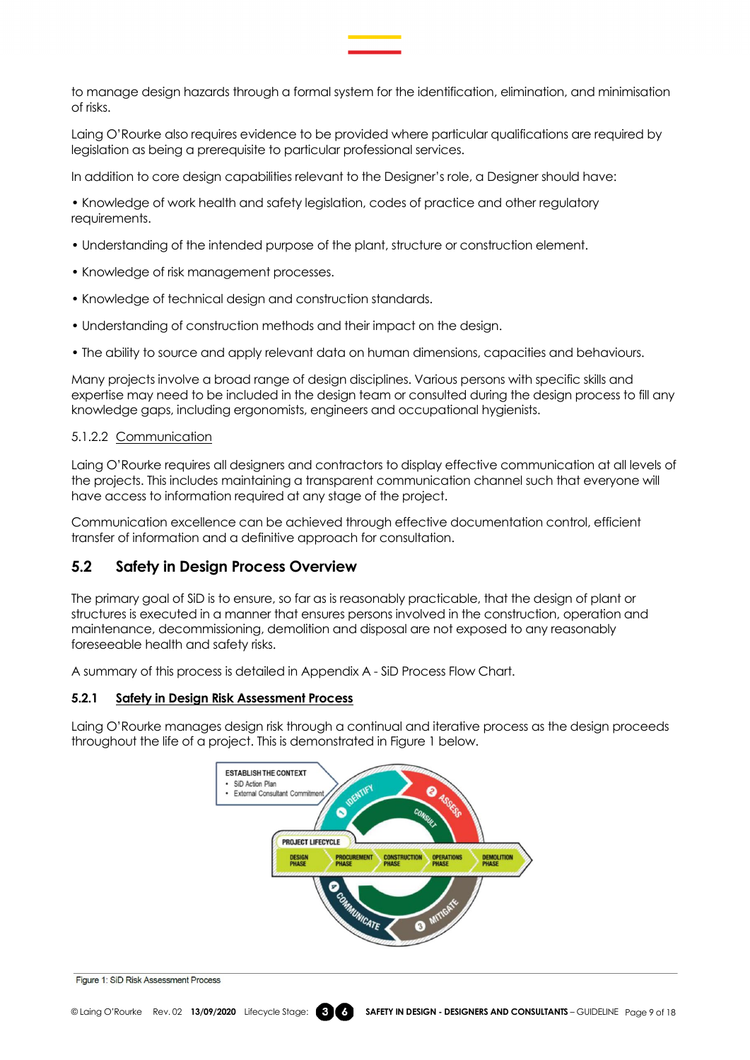to manage design hazards through a formal system for the identification, elimination, and minimisation of risks.

Laing O'Rourke also requires evidence to be provided where particular qualifications are required by legislation as being a prerequisite to particular professional services.

In addition to core design capabilities relevant to the Designer's role, a Designer should have:

- Knowledge of work health and safety legislation, codes of practice and other regulatory requirements.
- Understanding of the intended purpose of the plant, structure or construction element.
- Knowledge of risk management processes.
- Knowledge of technical design and construction standards.
- Understanding of construction methods and their impact on the design.
- The ability to source and apply relevant data on human dimensions, capacities and behaviours.

Many projects involve a broad range of design disciplines. Various persons with specific skills and expertise may need to be included in the design team or consulted during the design process to fill any knowledge gaps, including ergonomists, engineers and occupational hygienists.

#### 5.1.2.2 Communication

Laing O'Rourke requires all designers and contractors to display effective communication at all levels of the projects. This includes maintaining a transparent communication channel such that everyone will have access to information required at any stage of the project.

Communication excellence can be achieved through effective documentation control, efficient transfer of information and a definitive approach for consultation.

## 5.2 Safety in Design Process Overview

The primary goal of SiD is to ensure, so far as is reasonably practicable, that the design of plant or structures is executed in a manner that ensures persons involved in the construction, operation and maintenance, decommissioning, demolition and disposal are not exposed to any reasonably foreseeable health and safety risks.

A summary of this process is detailed in Appendix A - SiD Process Flow Chart.

### 5.2.1 Safety in Design Risk Assessment Process

Laing O'Rourke manages design risk through a continual and iterative process as the design proceeds throughout the life of a project. This is demonstrated in Figure 1 below.

ESTABLISH THE CONTEXT
- SiD Action Plan
- External Consultant Commitment

1 IDENTIFY — 2 ASSESS — 3 MITIGATE — 4 COMMUNICATE — CONSULT

PROJECT LIFECYCLE: DESIGN PHASE — PROCUREMENT PHASE — CONSTRUCTION PHASE — OPERATIONS PHASE — DEMOLITION PHASE

Figure 1: SiD Risk Assessment Process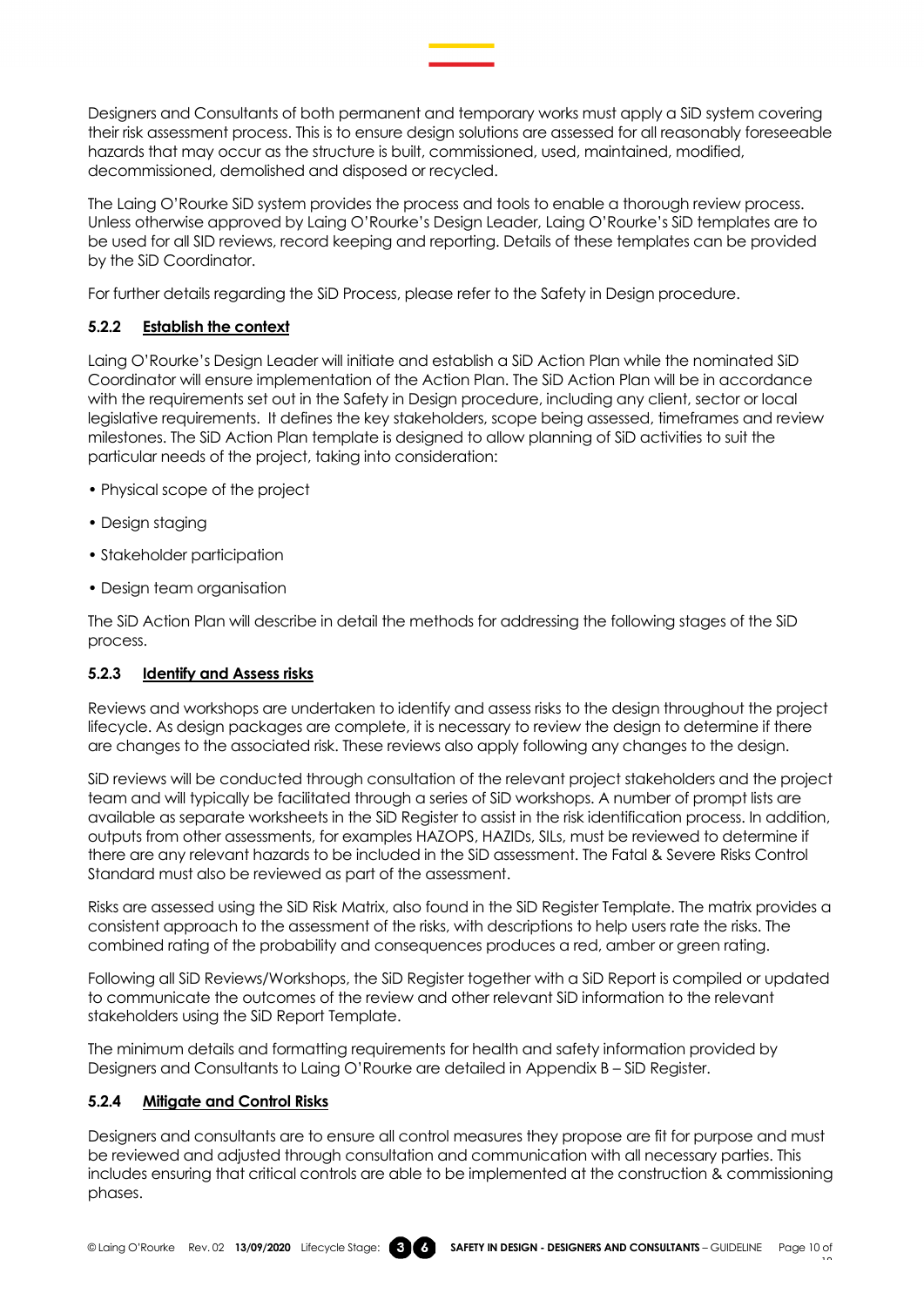Designers and Consultants of both permanent and temporary works must apply a SiD system covering their risk assessment process. This is to ensure design solutions are assessed for all reasonably foreseeable hazards that may occur as the structure is built, commissioned, used, maintained, modified, decommissioned, demolished and disposed or recycled.

The Laing O'Rourke SiD system provides the process and tools to enable a thorough review process. Unless otherwise approved by Laing O'Rourke's Design Leader, Laing O'Rourke's SiD templates are to be used for all SID reviews, record keeping and reporting. Details of these templates can be provided by the SiD Coordinator.

For further details regarding the SiD Process, please refer to the Safety in Design procedure.

### 5.2.2 Establish the context

Laing O'Rourke's Design Leader will initiate and establish a SiD Action Plan while the nominated SiD Coordinator will ensure implementation of the Action Plan. The SiD Action Plan will be in accordance with the requirements set out in the Safety in Design procedure, including any client, sector or local legislative requirements. It defines the key stakeholders, scope being assessed, timeframes and review milestones. The SiD Action Plan template is designed to allow planning of SiD activities to suit the particular needs of the project, taking into consideration:

- Physical scope of the project
- Design staging
- Stakeholder participation
- Design team organisation

The SiD Action Plan will describe in detail the methods for addressing the following stages of the SiD process.

### 5.2.3 Identify and Assess risks

Reviews and workshops are undertaken to identify and assess risks to the design throughout the project lifecycle. As design packages are complete, it is necessary to review the design to determine if there are changes to the associated risk. These reviews also apply following any changes to the design.

SiD reviews will be conducted through consultation of the relevant project stakeholders and the project team and will typically be facilitated through a series of SiD workshops. A number of prompt lists are available as separate worksheets in the SiD Register to assist in the risk identification process. In addition, outputs from other assessments, for examples HAZOPS, HAZIDs, SILs, must be reviewed to determine if there are any relevant hazards to be included in the SiD assessment. The Fatal & Severe Risks Control Standard must also be reviewed as part of the assessment.

Risks are assessed using the SiD Risk Matrix, also found in the SiD Register Template. The matrix provides a consistent approach to the assessment of the risks, with descriptions to help users rate the risks. The combined rating of the probability and consequences produces a red, amber or green rating.

Following all SiD Reviews/Workshops, the SiD Register together with a SiD Report is compiled or updated to communicate the outcomes of the review and other relevant SiD information to the relevant stakeholders using the SiD Report Template.

The minimum details and formatting requirements for health and safety information provided by Designers and Consultants to Laing O'Rourke are detailed in Appendix B – SiD Register.

### 5.2.4 Mitigate and Control Risks

Designers and consultants are to ensure all control measures they propose are fit for purpose and must be reviewed and adjusted through consultation and communication with all necessary parties. This includes ensuring that critical controls are able to be implemented at the construction & commissioning phases.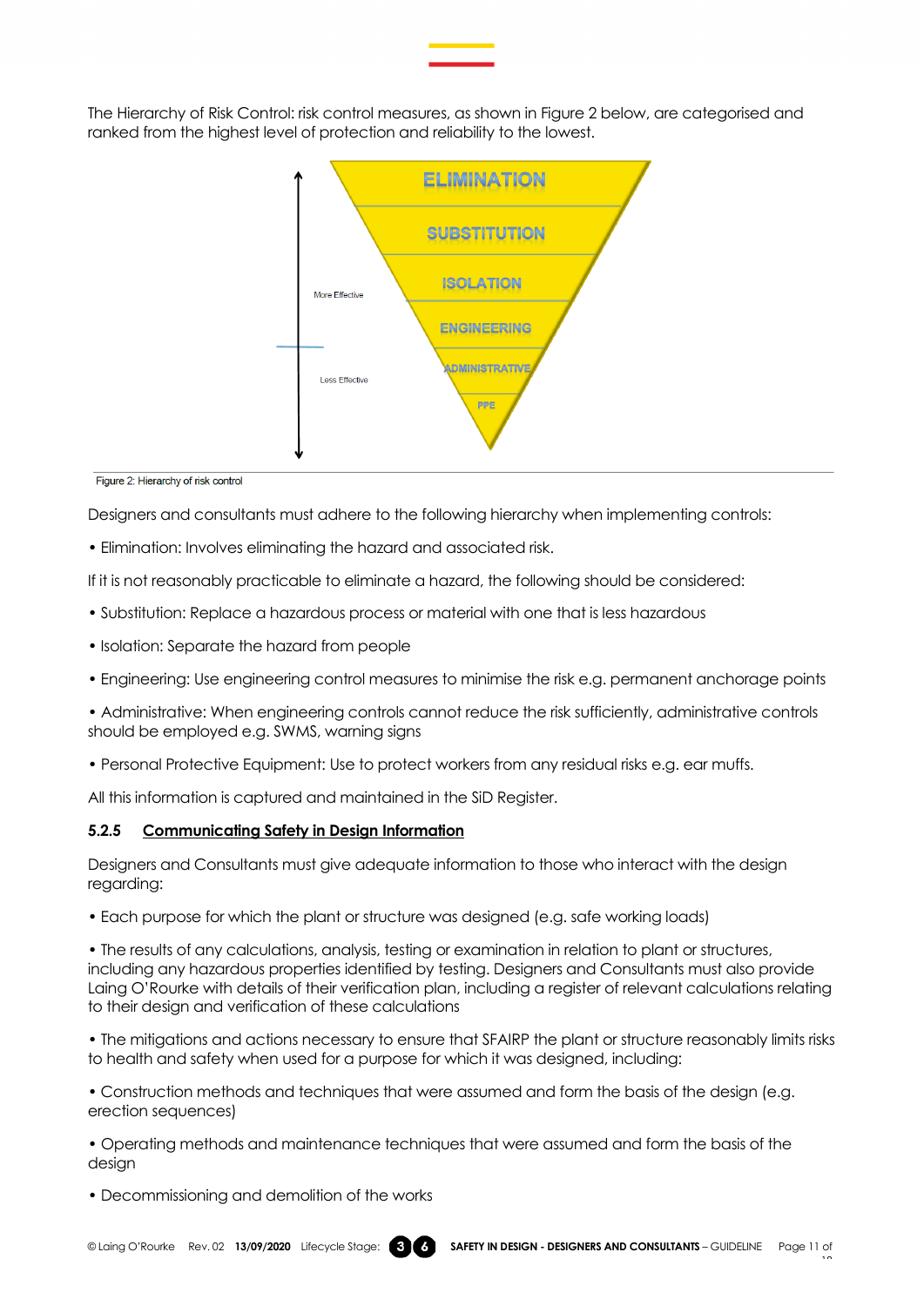The Hierarchy of Risk Control: risk control measures, as shown in Figure 2 below, are categorised and ranked from the highest level of protection and reliability to the lowest.

ELIMINATION

SUBSTITUTION

ISOLATION

ENGINEERING

ADMINISTRATIVE

PPE

More Effective

Less Effective

Figure 2: Hierarchy of risk control

Designers and consultants must adhere to the following hierarchy when implementing controls:

• Elimination: Involves eliminating the hazard and associated risk.

If it is not reasonably practicable to eliminate a hazard, the following should be considered:

• Substitution: Replace a hazardous process or material with one that is less hazardous

• Isolation: Separate the hazard from people

• Engineering: Use engineering control measures to minimise the risk e.g. permanent anchorage points

• Administrative: When engineering controls cannot reduce the risk sufficiently, administrative controls should be employed e.g. SWMS, warning signs

• Personal Protective Equipment: Use to protect workers from any residual risks e.g. ear muffs.

All this information is captured and maintained in the SiD Register.

### 5.2.5 Communicating Safety in Design Information

Designers and Consultants must give adequate information to those who interact with the design regarding:

• Each purpose for which the plant or structure was designed (e.g. safe working loads)

• The results of any calculations, analysis, testing or examination in relation to plant or structures, including any hazardous properties identified by testing. Designers and Consultants must also provide Laing O'Rourke with details of their verification plan, including a register of relevant calculations relating to their design and verification of these calculations

• The mitigations and actions necessary to ensure that SFAIRP the plant or structure reasonably limits risks to health and safety when used for a purpose for which it was designed, including:

• Construction methods and techniques that were assumed and form the basis of the design (e.g. erection sequences)

• Operating methods and maintenance techniques that were assumed and form the basis of the design

• Decommissioning and demolition of the works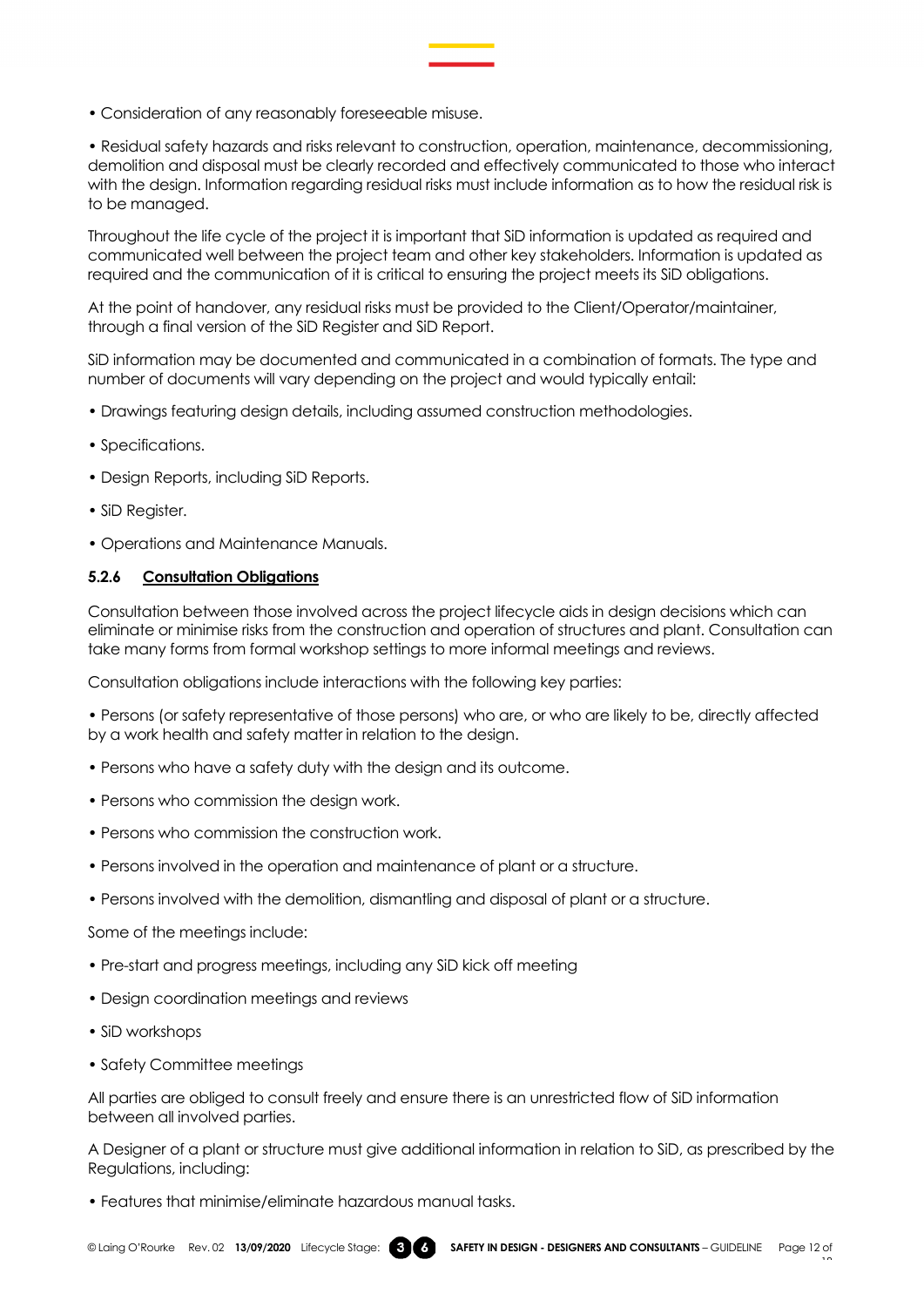• Consideration of any reasonably foreseeable misuse.

• Residual safety hazards and risks relevant to construction, operation, maintenance, decommissioning, demolition and disposal must be clearly recorded and effectively communicated to those who interact with the design. Information regarding residual risks must include information as to how the residual risk is to be managed.

Throughout the life cycle of the project it is important that SiD information is updated as required and communicated well between the project team and other key stakeholders. Information is updated as required and the communication of it is critical to ensuring the project meets its SiD obligations.

At the point of handover, any residual risks must be provided to the Client/Operator/maintainer, through a final version of the SiD Register and SiD Report.

SiD information may be documented and communicated in a combination of formats. The type and number of documents will vary depending on the project and would typically entail:

• Drawings featuring design details, including assumed construction methodologies.

• Specifications.

• Design Reports, including SiD Reports.

• SiD Register.

• Operations and Maintenance Manuals.

#### 5.2.6 Consultation Obligations

Consultation between those involved across the project lifecycle aids in design decisions which can eliminate or minimise risks from the construction and operation of structures and plant. Consultation can take many forms from formal workshop settings to more informal meetings and reviews.

Consultation obligations include interactions with the following key parties:

• Persons (or safety representative of those persons) who are, or who are likely to be, directly affected by a work health and safety matter in relation to the design.

• Persons who have a safety duty with the design and its outcome.

• Persons who commission the design work.

• Persons who commission the construction work.

• Persons involved in the operation and maintenance of plant or a structure.

• Persons involved with the demolition, dismantling and disposal of plant or a structure.

Some of the meetings include:

• Pre-start and progress meetings, including any SiD kick off meeting

• Design coordination meetings and reviews

• SiD workshops

• Safety Committee meetings

All parties are obliged to consult freely and ensure there is an unrestricted flow of SiD information between all involved parties.

A Designer of a plant or structure must give additional information in relation to SiD, as prescribed by the Regulations, including:

• Features that minimise/eliminate hazardous manual tasks.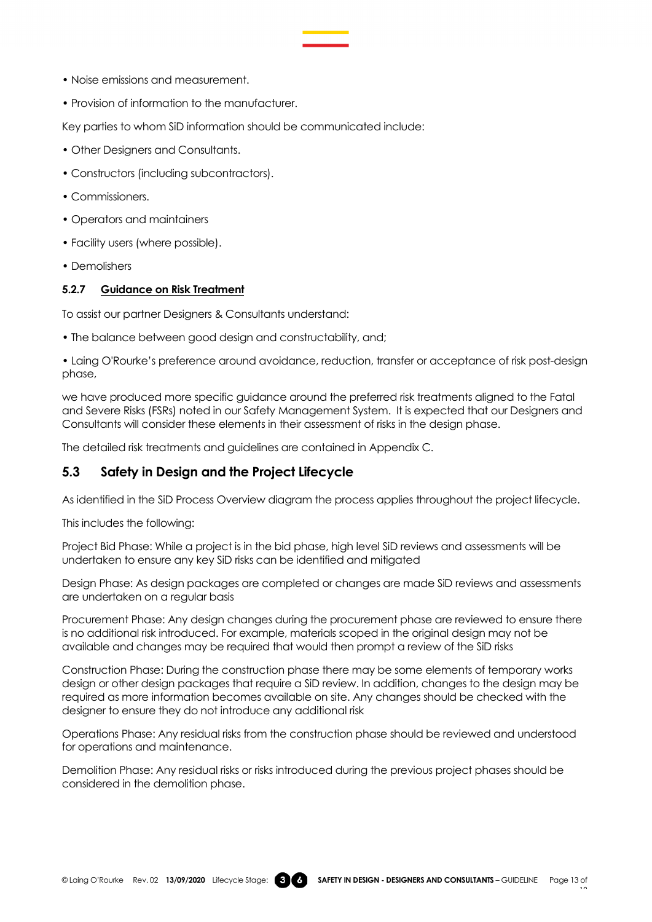- Noise emissions and measurement.
- Provision of information to the manufacturer.

Key parties to whom SiD information should be communicated include:

- Other Designers and Consultants.
- Constructors (including subcontractors).
- Commissioners.
- Operators and maintainers
- Facility users (where possible).
- Demolishers

#### 5.2.7 Guidance on Risk Treatment

To assist our partner Designers & Consultants understand:

- The balance between good design and constructability, and;
- Laing O'Rourke's preference around avoidance, reduction, transfer or acceptance of risk post-design phase,

we have produced more specific guidance around the preferred risk treatments aligned to the Fatal and Severe Risks (FSRs) noted in our Safety Management System. It is expected that our Designers and Consultants will consider these elements in their assessment of risks in the design phase.

The detailed risk treatments and guidelines are contained in Appendix C.

## 5.3 Safety in Design and the Project Lifecycle

As identified in the SiD Process Overview diagram the process applies throughout the project lifecycle.

This includes the following:

Project Bid Phase: While a project is in the bid phase, high level SiD reviews and assessments will be undertaken to ensure any key SiD risks can be identified and mitigated

Design Phase: As design packages are completed or changes are made SiD reviews and assessments are undertaken on a regular basis

Procurement Phase: Any design changes during the procurement phase are reviewed to ensure there is no additional risk introduced. For example, materials scoped in the original design may not be available and changes may be required that would then prompt a review of the SiD risks

Construction Phase: During the construction phase there may be some elements of temporary works design or other design packages that require a SiD review. In addition, changes to the design may be required as more information becomes available on site. Any changes should be checked with the designer to ensure they do not introduce any additional risk

Operations Phase: Any residual risks from the construction phase should be reviewed and understood for operations and maintenance.

Demolition Phase: Any residual risks or risks introduced during the previous project phases should be considered in the demolition phase.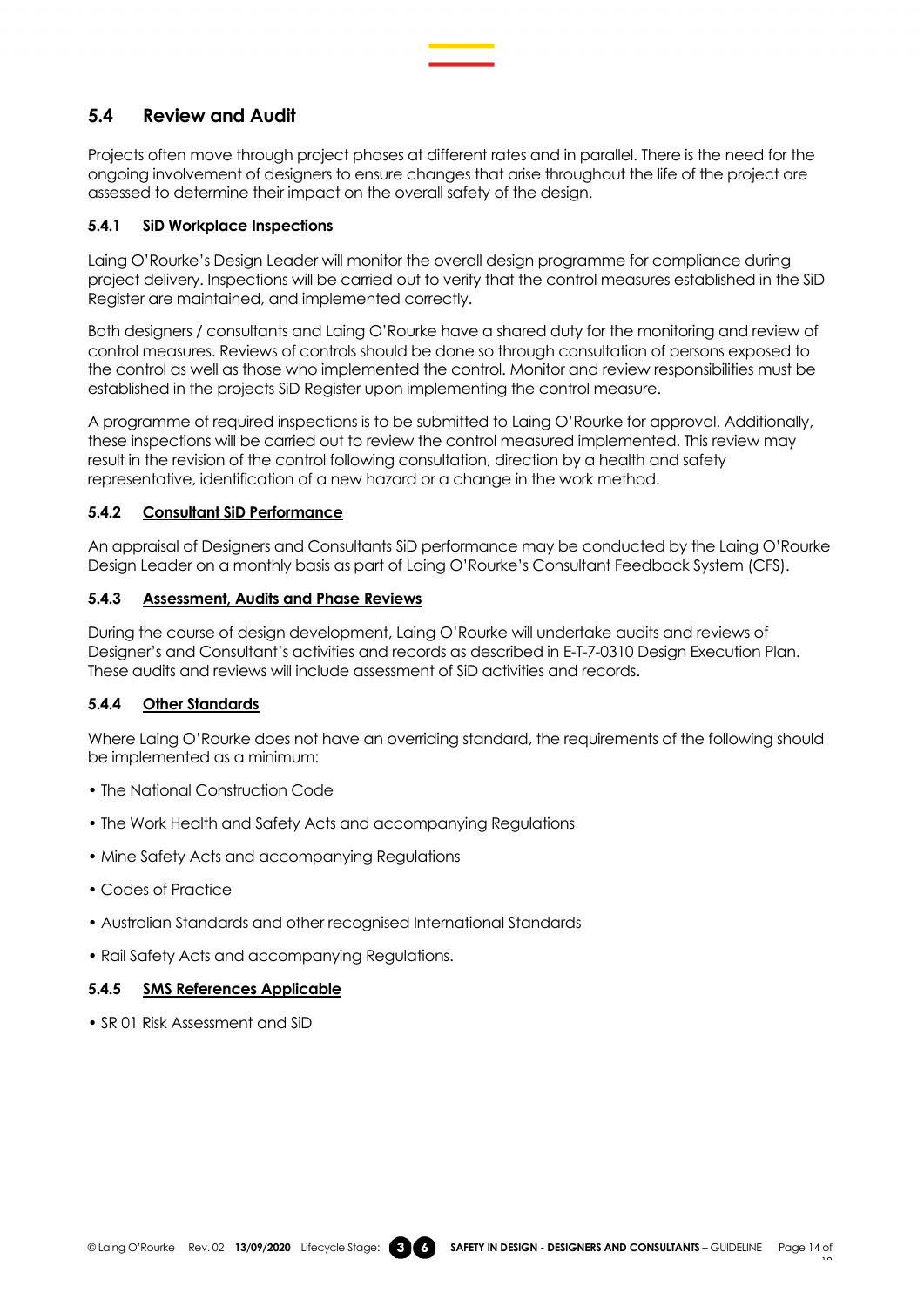## 5.4 Review and Audit

Projects often move through project phases at different rates and in parallel. There is the need for the ongoing involvement of designers to ensure changes that arise throughout the life of the project are assessed to determine their impact on the overall safety of the design.

### 5.4.1 SiD Workplace Inspections

Laing O'Rourke's Design Leader will monitor the overall design programme for compliance during project delivery. Inspections will be carried out to verify that the control measures established in the SiD Register are maintained, and implemented correctly.

Both designers / consultants and Laing O'Rourke have a shared duty for the monitoring and review of control measures. Reviews of controls should be done so through consultation of persons exposed to the control as well as those who implemented the control. Monitor and review responsibilities must be established in the projects SiD Register upon implementing the control measure.

A programme of required inspections is to be submitted to Laing O'Rourke for approval. Additionally, these inspections will be carried out to review the control measured implemented. This review may result in the revision of the control following consultation, direction by a health and safety representative, identification of a new hazard or a change in the work method.

### 5.4.2 Consultant SiD Performance

An appraisal of Designers and Consultants SiD performance may be conducted by the Laing O'Rourke Design Leader on a monthly basis as part of Laing O'Rourke's Consultant Feedback System (CFS).

### 5.4.3 Assessment, Audits and Phase Reviews

During the course of design development, Laing O'Rourke will undertake audits and reviews of Designer's and Consultant's activities and records as described in E-T-7-0310 Design Execution Plan. These audits and reviews will include assessment of SiD activities and records.

### 5.4.4 Other Standards

Where Laing O'Rourke does not have an overriding standard, the requirements of the following should be implemented as a minimum:

- The National Construction Code
- The Work Health and Safety Acts and accompanying Regulations
- Mine Safety Acts and accompanying Regulations
- Codes of Practice
- Australian Standards and other recognised International Standards
- Rail Safety Acts and accompanying Regulations.

### 5.4.5 SMS References Applicable

- SR 01 Risk Assessment and SiD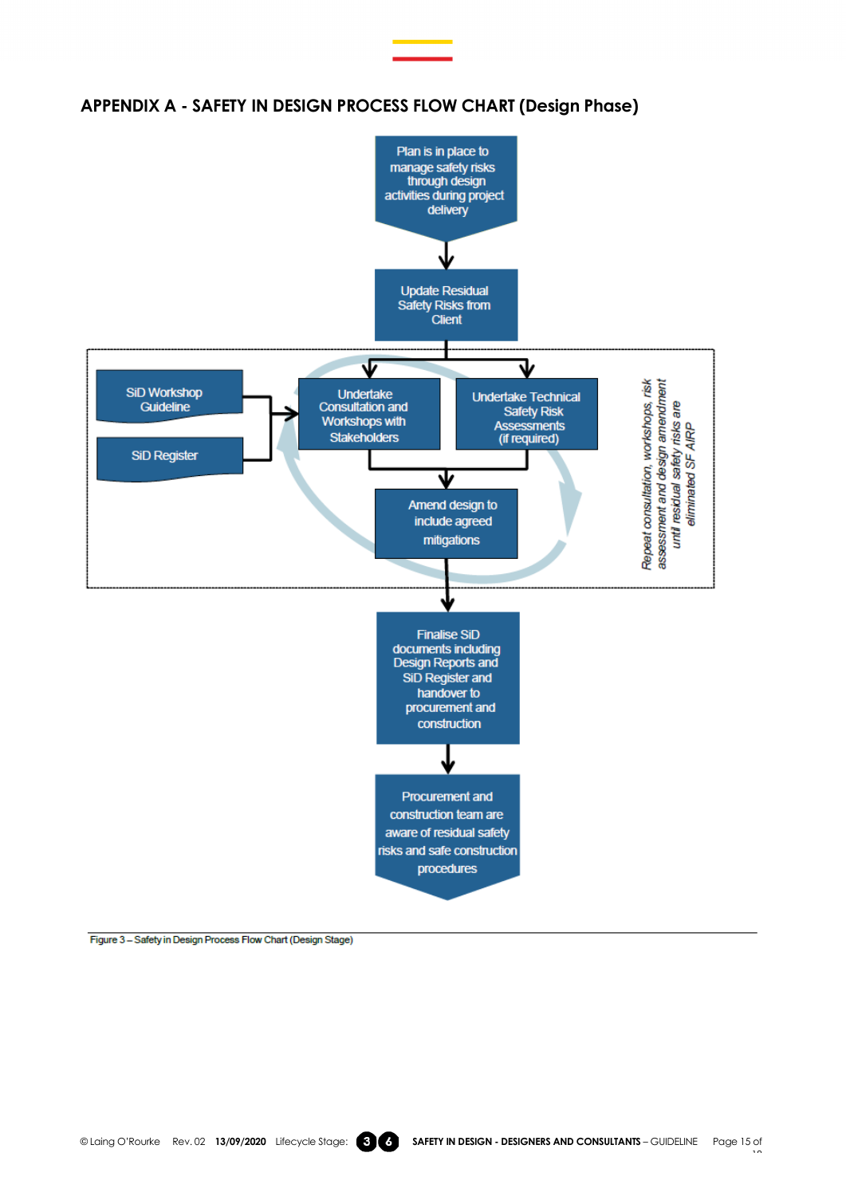## APPENDIX A - SAFETY IN DESIGN PROCESS FLOW CHART (Design Phase)

Plan is in place to manage safety risks through design activities during project delivery

Update Residual Safety Risks from Client

SiD Workshop Guideline

SiD Register

Undertake Consultation and Workshops with Stakeholders

Undertake Technical Safety Risk Assessments (if required)

Amend design to include agreed mitigations

*Repeat consultation, workshops, risk assessment and design amendment until residual safety risks are eliminated SF AIRP*

Finalise SiD documents including Design Reports and SiD Register and handover to procurement and construction

Procurement and construction team are aware of residual safety risks and safe construction procedures

Figure 3 – Safety in Design Process Flow Chart (Design Stage)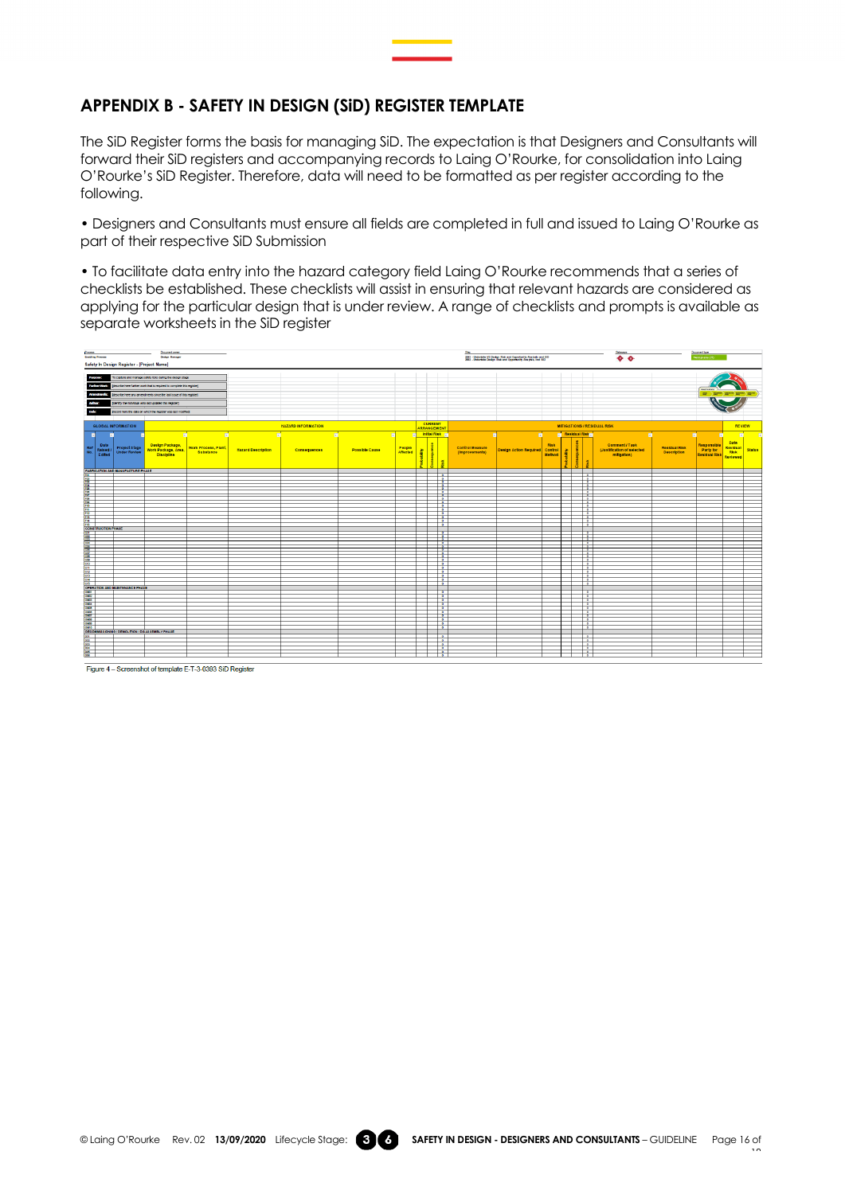## APPENDIX B - SAFETY IN DESIGN (SiD) REGISTER TEMPLATE

The SiD Register forms the basis for managing SiD. The expectation is that Designers and Consultants will forward their SiD registers and accompanying records to Laing O'Rourke, for consolidation into Laing O'Rourke's SiD Register. Therefore, data will need to be formatted as per register according to the following.

• Designers and Consultants must ensure all fields are completed in full and issued to Laing O'Rourke as part of their respective SiD Submission

• To facilitate data entry into the hazard category field Laing O'Rourke recommends that a series of checklists be established. These checklists will assist in ensuring that relevant hazards are considered as applying for the particular design that is under review. A range of checklists and prompts is available as separate worksheets in the SiD register

Figure 4 – Screenshot of template E-T-3-0383 SiD Register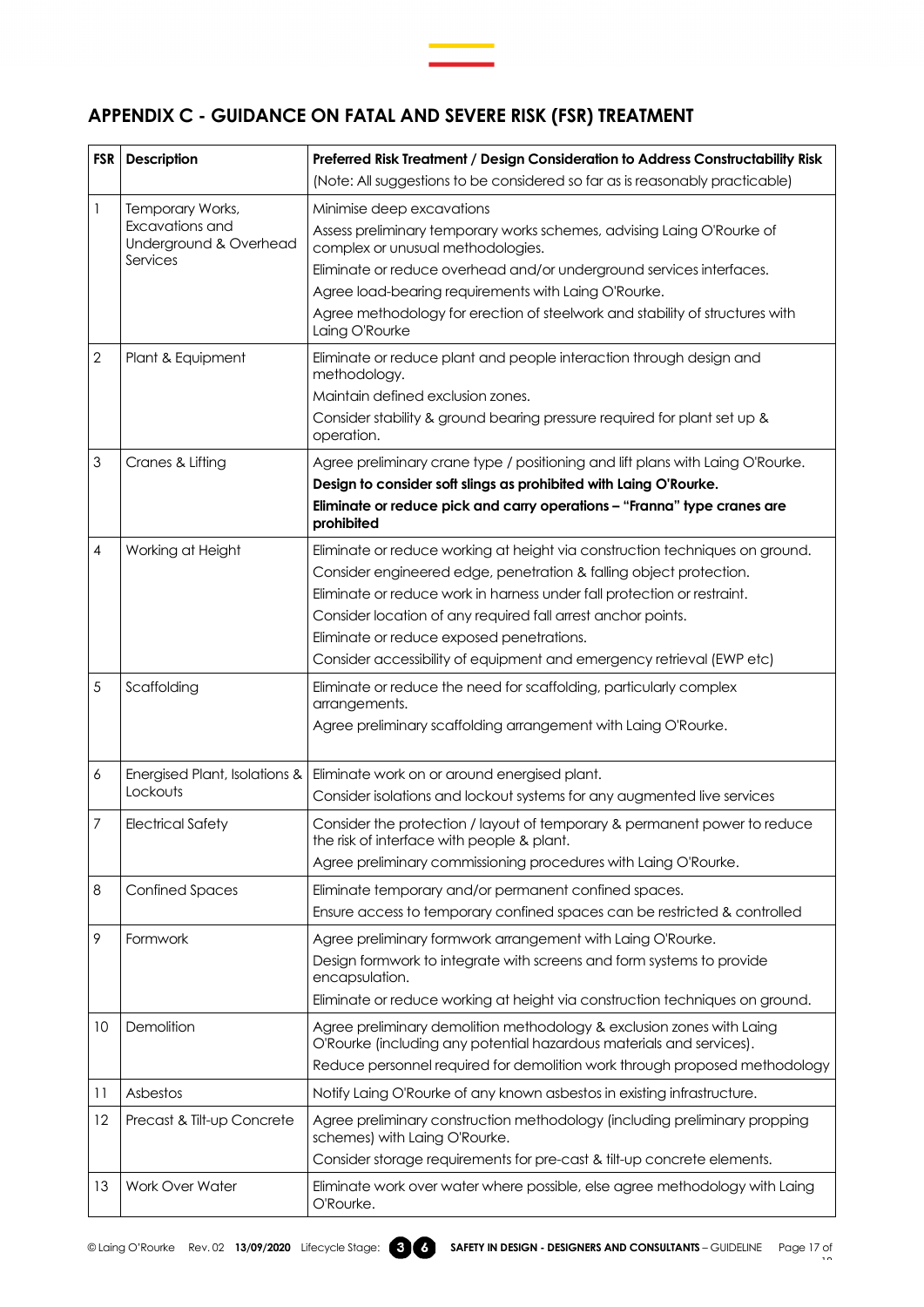## APPENDIX C - GUIDANCE ON FATAL AND SEVERE RISK (FSR) TREATMENT

| FSR | Description | Preferred Risk Treatment / Design Consideration to Address Constructability Risk (Note: All suggestions to be considered so far as is reasonably practicable) |
|---|---|---|
| 1 | Temporary Works, Excavations and Underground & Overhead Services | Minimise deep excavations<br>Assess preliminary temporary works schemes, advising Laing O'Rourke of complex or unusual methodologies.<br>Eliminate or reduce overhead and/or underground services interfaces.<br>Agree load-bearing requirements with Laing O'Rourke.<br>Agree methodology for erection of steelwork and stability of structures with Laing O'Rourke |
| 2 | Plant & Equipment | Eliminate or reduce plant and people interaction through design and methodology.<br>Maintain defined exclusion zones.<br>Consider stability & ground bearing pressure required for plant set up & operation. |
| 3 | Cranes & Lifting | Agree preliminary crane type / positioning and lift plans with Laing O'Rourke.<br>**Design to consider soft slings as prohibited with Laing O'Rourke.**<br>**Eliminate or reduce pick and carry operations – "Franna" type cranes are prohibited** |
| 4 | Working at Height | Eliminate or reduce working at height via construction techniques on ground.<br>Consider engineered edge, penetration & falling object protection.<br>Eliminate or reduce work in harness under fall protection or restraint.<br>Consider location of any required fall arrest anchor points.<br>Eliminate or reduce exposed penetrations.<br>Consider accessibility of equipment and emergency retrieval (EWP etc) |
| 5 | Scaffolding | Eliminate or reduce the need for scaffolding, particularly complex arrangements.<br>Agree preliminary scaffolding arrangement with Laing O'Rourke. |
| 6 | Energised Plant, Isolations & Lockouts | Eliminate work on or around energised plant.<br>Consider isolations and lockout systems for any augmented live services |
| 7 | Electrical Safety | Consider the protection / layout of temporary & permanent power to reduce the risk of interface with people & plant.<br>Agree preliminary commissioning procedures with Laing O'Rourke. |
| 8 | Confined Spaces | Eliminate temporary and/or permanent confined spaces.<br>Ensure access to temporary confined spaces can be restricted & controlled |
| 9 | Formwork | Agree preliminary formwork arrangement with Laing O'Rourke.<br>Design formwork to integrate with screens and form systems to provide encapsulation.<br>Eliminate or reduce working at height via construction techniques on ground. |
| 10 | Demolition | Agree preliminary demolition methodology & exclusion zones with Laing O'Rourke (including any potential hazardous materials and services).<br>Reduce personnel required for demolition work through proposed methodology |
| 11 | Asbestos | Notify Laing O'Rourke of any known asbestos in existing infrastructure. |
| 12 | Precast & Tilt-up Concrete | Agree preliminary construction methodology (including preliminary propping schemes) with Laing O'Rourke.<br>Consider storage requirements for pre-cast & tilt-up concrete elements. |
| 13 | Work Over Water | Eliminate work over water where possible, else agree methodology with Laing O'Rourke. |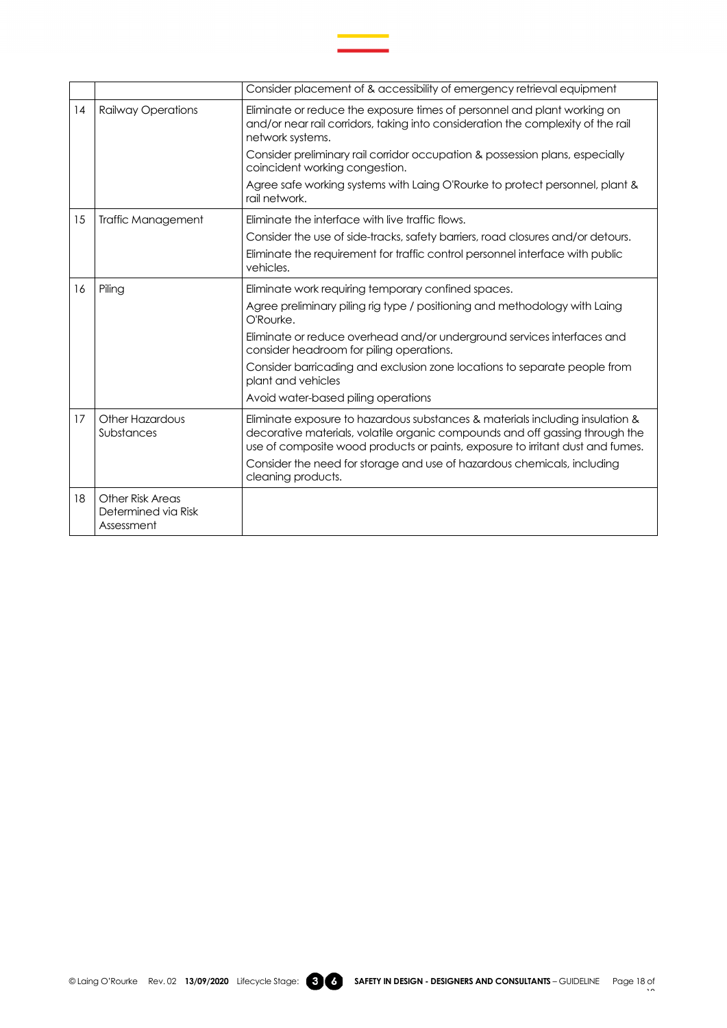| | | |
|---|---|---|
| | | Consider placement of & accessibility of emergency retrieval equipment |
| 14 | Railway Operations | Eliminate or reduce the exposure times of personnel and plant working on and/or near rail corridors, taking into consideration the complexity of the rail network systems.<br>Consider preliminary rail corridor occupation & possession plans, especially coincident working congestion.<br>Agree safe working systems with Laing O'Rourke to protect personnel, plant & rail network. |
| 15 | Traffic Management | Eliminate the interface with live traffic flows.<br>Consider the use of side-tracks, safety barriers, road closures and/or detours.<br>Eliminate the requirement for traffic control personnel interface with public vehicles. |
| 16 | Piling | Eliminate work requiring temporary confined spaces.<br>Agree preliminary piling rig type / positioning and methodology with Laing O'Rourke.<br>Eliminate or reduce overhead and/or underground services interfaces and consider headroom for piling operations.<br>Consider barricading and exclusion zone locations to separate people from plant and vehicles<br>Avoid water-based piling operations |
| 17 | Other Hazardous Substances | Eliminate exposure to hazardous substances & materials including insulation & decorative materials, volatile organic compounds and off gassing through the use of composite wood products or paints, exposure to irritant dust and fumes.<br>Consider the need for storage and use of hazardous chemicals, including cleaning products. |
| 18 | Other Risk Areas Determined via Risk Assessment | |